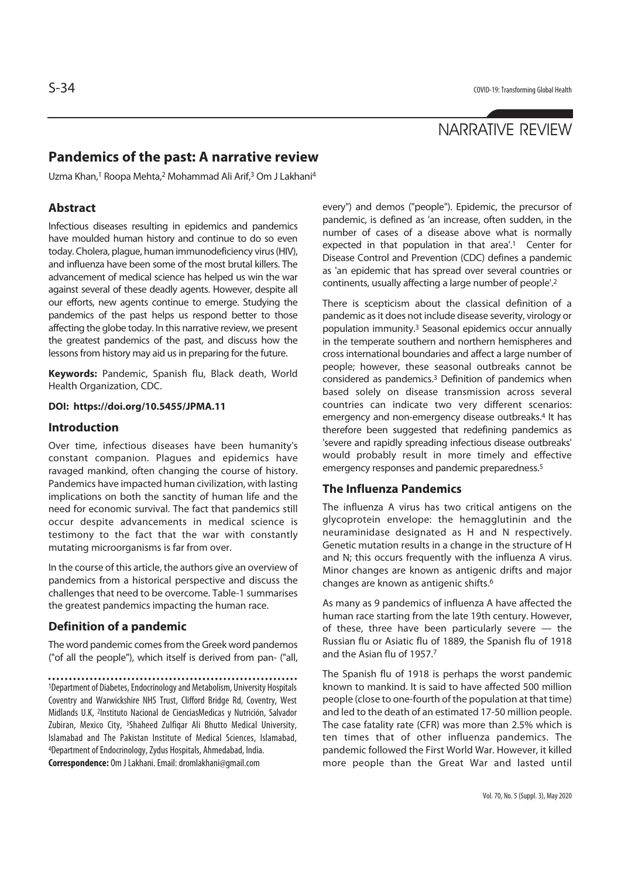NARRATIVE REVIEW

# Pandemics of the past: A narrative review

Uzma Khan,[1] Roopa Mehta,[2] Mohammad Ali Arif,[3] Om J Lakhani[4]

## Abstract

Infectious diseases resulting in epidemics and pandemics have moulded human history and continue to do so even today. Cholera, plague, human immunodeficiency virus (HIV), and influenza have been some of the most brutal killers. The advancement of medical science has helped us win the war against several of these deadly agents. However, despite all our efforts, new agents continue to emerge. Studying the pandemics of the past helps us respond better to those affecting the globe today. In this narrative review, we present the greatest pandemics of the past, and discuss how the lessons from history may aid us in preparing for the future.

**Keywords:** Pandemic, Spanish flu, Black death, World Health Organization, CDC.

**DOI: https://doi.org/10.5455/JPMA.11**

## Introduction

Over time, infectious diseases have been humanity's constant companion. Plagues and epidemics have ravaged mankind, often changing the course of history. Pandemics have impacted human civilization, with lasting implications on both the sanctity of human life and the need for economic survival. The fact that pandemics still occur despite advancements in medical science is testimony to the fact that the war with constantly mutating microorganisms is far from over.

In the course of this article, the authors give an overview of pandemics from a historical perspective and discuss the challenges that need to be overcome. Table-1 summarises the greatest pandemics impacting the human race.

## Definition of a pandemic

The word pandemic comes from the Greek word pandemos ("of all the people"), which itself is derived from pan- ("all, every") and demos ("people"). Epidemic, the precursor of pandemic, is defined as 'an increase, often sudden, in the number of cases of a disease above what is normally expected in that population in that area'.[1] Center for Disease Control and Prevention (CDC) defines a pandemic as 'an epidemic that has spread over several countries or continents, usually affecting a large number of people'.[2]

There is scepticism about the classical definition of a pandemic as it does not include disease severity, virology or population immunity.[3] Seasonal epidemics occur annually in the temperate southern and northern hemispheres and cross international boundaries and affect a large number of people; however, these seasonal outbreaks cannot be considered as pandemics.[3] Definition of pandemics when based solely on disease transmission across several countries can indicate two very different scenarios: emergency and non-emergency disease outbreaks.[4] It has therefore been suggested that redefining pandemics as 'severe and rapidly spreading infectious disease outbreaks' would probably result in more timely and effective emergency responses and pandemic preparedness.[5]

## The Influenza Pandemics

The influenza A virus has two critical antigens on the glycoprotein envelope: the hemagglutinin and the neuraminidase designated as H and N respectively. Genetic mutation results in a change in the structure of H and N; this occurs frequently with the influenza A virus. Minor changes are known as antigenic drifts and major changes are known as antigenic shifts.[6]

As many as 9 pandemics of influenza A have affected the human race starting from the late 19th century. However, of these, three have been particularly severe — the Russian flu or Asiatic flu of 1889, the Spanish flu of 1918 and the Asian flu of 1957.[7]

The Spanish flu of 1918 is perhaps the worst pandemic known to mankind. It is said to have affected 500 million people (close to one-fourth of the population at that time) and led to the death of an estimated 17-50 million people. The case fatality rate (CFR) was more than 2.5% which is ten times that of other influenza pandemics. The pandemic followed the First World War. However, it killed more people than the Great War and lasted until

[1]Department of Diabetes, Endocrinology and Metabolism, University Hospitals Coventry and Warwickshire NHS Trust, Clifford Bridge Rd, Coventry, West Midlands U.K, [2]Instituto Nacional de CienciasMedicas y Nutrición, Salvador Zubiran, Mexico City, [3]Shaheed Zulfiqar Ali Bhutto Medical University, Islamabad and The Pakistan Institute of Medical Sciences, Islamabad, [4]Department of Endocrinology, Zydus Hospitals, Ahmedabad, India.

**Correspondence:** Om J Lakhani. Email: dromlakhani@gmail.com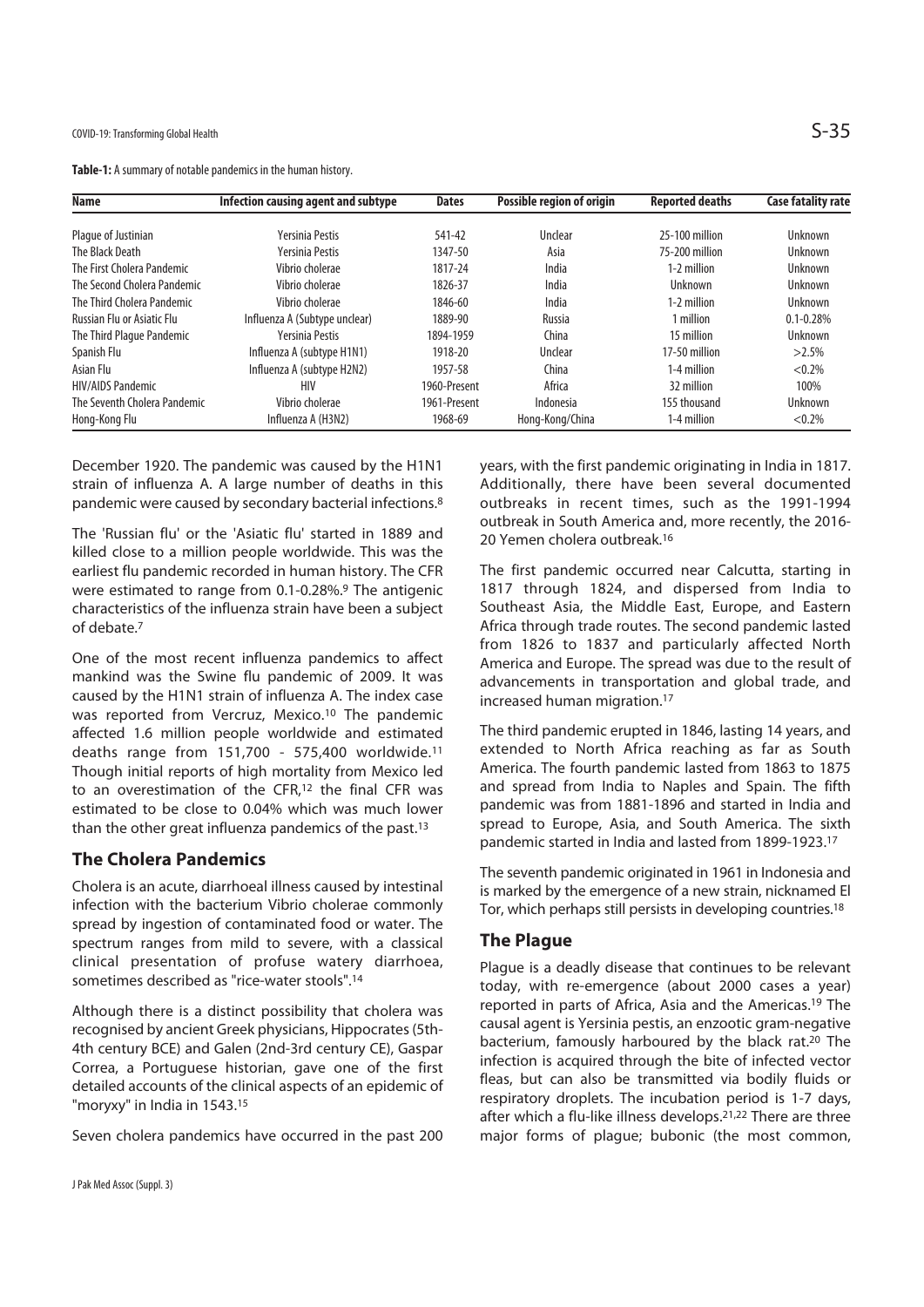**Table-1:** A summary of notable pandemics in the human history.

| Name | Infection causing agent and subtype | Dates | Possible region of origin | Reported deaths | Case fatality rate |
|---|---|---|---|---|---|
| Plague of Justinian | Yersinia Pestis | 541-42 | Unclear | 25-100 million | Unknown |
| The Black Death | Yersinia Pestis | 1347-50 | Asia | 75-200 million | Unknown |
| The First Cholera Pandemic | Vibrio cholerae | 1817-24 | India | 1-2 million | Unknown |
| The Second Cholera Pandemic | Vibrio cholerae | 1826-37 | India | Unknown | Unknown |
| The Third Cholera Pandemic | Vibrio cholerae | 1846-60 | India | 1-2 million | Unknown |
| Russian Flu or Asiatic Flu | Influenza A (Subtype unclear) | 1889-90 | Russia | 1 million | 0.1-0.28% |
| The Third Plague Pandemic | Yersinia Pestis | 1894-1959 | China | 15 million | Unknown |
| Spanish Flu | Influenza A (subtype H1N1) | 1918-20 | Unclear | 17-50 million | >2.5% |
| Asian Flu | Influenza A (subtype H2N2) | 1957-58 | China | 1-4 million | <0.2% |
| HIV/AIDS Pandemic | HIV | 1960-Present | Africa | 32 million | 100% |
| The Seventh Cholera Pandemic | Vibrio cholerae | 1961-Present | Indonesia | 155 thousand | Unknown |
| Hong-Kong Flu | Influenza A (H3N2) | 1968-69 | Hong-Kong/China | 1-4 million | <0.2% |

December 1920. The pandemic was caused by the H1N1 strain of influenza A. A large number of deaths in this pandemic were caused by secondary bacterial infections.[8]

The 'Russian flu' or the 'Asiatic flu' started in 1889 and killed close to a million people worldwide. This was the earliest flu pandemic recorded in human history. The CFR were estimated to range from 0.1-0.28%.[9] The antigenic characteristics of the influenza strain have been a subject of debate.[7]

One of the most recent influenza pandemics to affect mankind was the Swine flu pandemic of 2009. It was caused by the H1N1 strain of influenza A. The index case was reported from Vercruz, Mexico.[10] The pandemic affected 1.6 million people worldwide and estimated deaths range from 151,700 - 575,400 worldwide.[11] Though initial reports of high mortality from Mexico led to an overestimation of the CFR,[12] the final CFR was estimated to be close to 0.04% which was much lower than the other great influenza pandemics of the past.[13]

## The Cholera Pandemics

Cholera is an acute, diarrhoeal illness caused by intestinal infection with the bacterium Vibrio cholerae commonly spread by ingestion of contaminated food or water. The spectrum ranges from mild to severe, with a classical clinical presentation of profuse watery diarrhoea, sometimes described as "rice-water stools".[14]

Although there is a distinct possibility that cholera was recognised by ancient Greek physicians, Hippocrates (5th-4th century BCE) and Galen (2nd-3rd century CE), Gaspar Correa, a Portuguese historian, gave one of the first detailed accounts of the clinical aspects of an epidemic of "moryxy" in India in 1543.[15]

Seven cholera pandemics have occurred in the past 200 years, with the first pandemic originating in India in 1817. Additionally, there have been several documented outbreaks in recent times, such as the 1991-1994 outbreak in South America and, more recently, the 2016-20 Yemen cholera outbreak.[16]

The first pandemic occurred near Calcutta, starting in 1817 through 1824, and dispersed from India to Southeast Asia, the Middle East, Europe, and Eastern Africa through trade routes. The second pandemic lasted from 1826 to 1837 and particularly affected North America and Europe. The spread was due to the result of advancements in transportation and global trade, and increased human migration.[17]

The third pandemic erupted in 1846, lasting 14 years, and extended to North Africa reaching as far as South America. The fourth pandemic lasted from 1863 to 1875 and spread from India to Naples and Spain. The fifth pandemic was from 1881-1896 and started in India and spread to Europe, Asia, and South America. The sixth pandemic started in India and lasted from 1899-1923.[17]

The seventh pandemic originated in 1961 in Indonesia and is marked by the emergence of a new strain, nicknamed El Tor, which perhaps still persists in developing countries.[18]

## The Plague

Plague is a deadly disease that continues to be relevant today, with re-emergence (about 2000 cases a year) reported in parts of Africa, Asia and the Americas.[19] The causal agent is Yersinia pestis, an enzootic gram-negative bacterium, famously harboured by the black rat.[20] The infection is acquired through the bite of infected vector fleas, but can also be transmitted via bodily fluids or respiratory droplets. The incubation period is 1-7 days, after which a flu-like illness develops.[21,22] There are three major forms of plague; bubonic (the most common,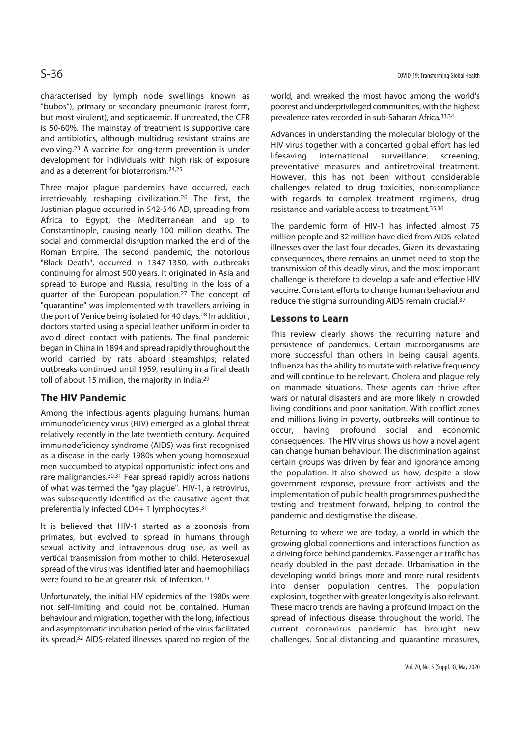characterised by lymph node swellings known as "bubos"), primary or secondary pneumonic (rarest form, but most virulent), and septicaemic. If untreated, the CFR is 50-60%. The mainstay of treatment is supportive care and antibiotics, although multidrug resistant strains are evolving.[23] A vaccine for long-term prevention is under development for individuals with high risk of exposure and as a deterrent for bioterrorism.[24,25]

Three major plague pandemics have occurred, each irretrievably reshaping civilization.[26] The first, the Justinian plague occurred in 542-546 AD, spreading from Africa to Egypt, the Mediterranean and up to Constantinople, causing nearly 100 million deaths. The social and commercial disruption marked the end of the Roman Empire. The second pandemic, the notorious "Black Death", occurred in 1347-1350, with outbreaks continuing for almost 500 years. It originated in Asia and spread to Europe and Russia, resulting in the loss of a quarter of the European population.[27] The concept of "quarantine" was implemented with travellers arriving in the port of Venice being isolated for 40 days.[28] In addition, doctors started using a special leather uniform in order to avoid direct contact with patients. The final pandemic began in China in 1894 and spread rapidly throughout the world carried by rats aboard steamships; related outbreaks continued until 1959, resulting in a final death toll of about 15 million, the majority in India.[29]

## The HIV Pandemic

Among the infectious agents plaguing humans, human immunodeficiency virus (HIV) emerged as a global threat relatively recently in the late twentieth century. Acquired immunodeficiency syndrome (AIDS) was first recognised as a disease in the early 1980s when young homosexual men succumbed to atypical opportunistic infections and rare malignancies.[30,31] Fear spread rapidly across nations of what was termed the "gay plague". HIV-1, a retrovirus, was subsequently identified as the causative agent that preferentially infected CD4+ T lymphocytes.[31]

It is believed that HIV-1 started as a zoonosis from primates, but evolved to spread in humans through sexual activity and intravenous drug use, as well as vertical transmission from mother to child. Heterosexual spread of the virus was identified later and haemophiliacs were found to be at greater risk of infection.[31]

Unfortunately, the initial HIV epidemics of the 1980s were not self-limiting and could not be contained. Human behaviour and migration, together with the long, infectious and asymptomatic incubation period of the virus facilitated its spread.[32] AIDS-related illnesses spared no region of the world, and wreaked the most havoc among the world's poorest and underprivileged communities, with the highest prevalence rates recorded in sub-Saharan Africa.[33,34]

Advances in understanding the molecular biology of the HIV virus together with a concerted global effort has led lifesaving international surveillance, screening, preventative measures and antiretroviral treatment. However, this has not been without considerable challenges related to drug toxicities, non-compliance with regards to complex treatment regimens, drug resistance and variable access to treatment.[35,36]

The pandemic form of HIV-1 has infected almost 75 million people and 32 million have died from AIDS-related illnesses over the last four decades. Given its devastating consequences, there remains an unmet need to stop the transmission of this deadly virus, and the most important challenge is therefore to develop a safe and effective HIV vaccine. Constant efforts to change human behaviour and reduce the stigma surrounding AIDS remain crucial.[37]

## Lessons to Learn

This review clearly shows the recurring nature and persistence of pandemics. Certain microorganisms are more successful than others in being causal agents. Influenza has the ability to mutate with relative frequency and will continue to be relevant. Cholera and plague rely on manmade situations. These agents can thrive after wars or natural disasters and are more likely in crowded living conditions and poor sanitation. With conflict zones and millions living in poverty, outbreaks will continue to occur, having profound social and economic consequences. The HIV virus shows us how a novel agent can change human behaviour. The discrimination against certain groups was driven by fear and ignorance among the population. It also showed us how, despite a slow government response, pressure from activists and the implementation of public health programmes pushed the testing and treatment forward, helping to control the pandemic and destigmatise the disease.

Returning to where we are today, a world in which the growing global connections and interactions function as a driving force behind pandemics. Passenger air traffic has nearly doubled in the past decade. Urbanisation in the developing world brings more and more rural residents into denser population centres. The population explosion, together with greater longevity is also relevant. These macro trends are having a profound impact on the spread of infectious disease throughout the world. The current coronavirus pandemic has brought new challenges. Social distancing and quarantine measures,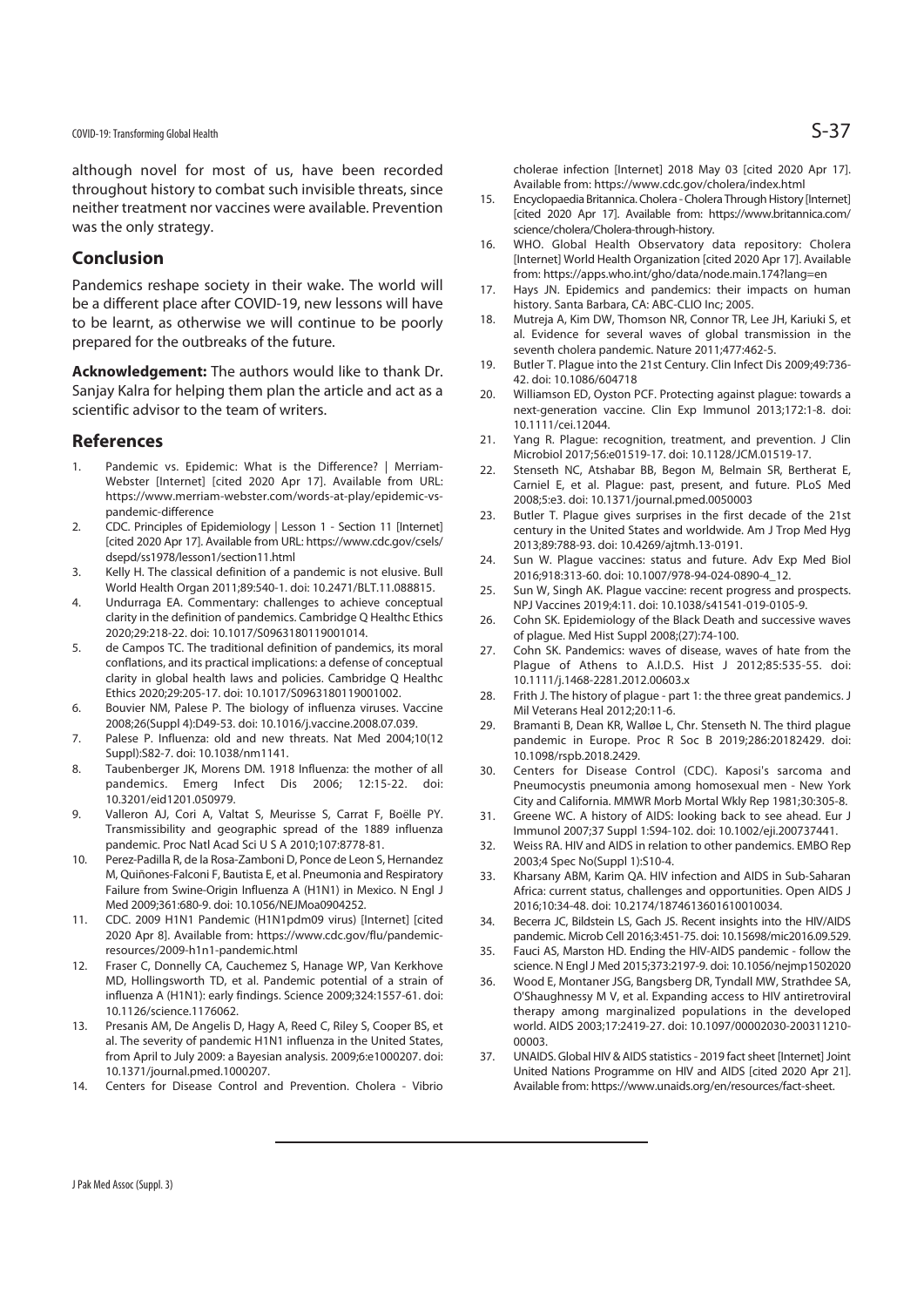although novel for most of us, have been recorded throughout history to combat such invisible threats, since neither treatment nor vaccines were available. Prevention was the only strategy.

## Conclusion

Pandemics reshape society in their wake. The world will be a different place after COVID-19, new lessons will have to be learnt, as otherwise we will continue to be poorly prepared for the outbreaks of the future.

**Acknowledgement:** The authors would like to thank Dr. Sanjay Kalra for helping them plan the article and act as a scientific advisor to the team of writers.

## References

1. Pandemic vs. Epidemic: What is the Difference? | Merriam-Webster [Internet] [cited 2020 Apr 17]. Available from URL: https://www.merriam-webster.com/words-at-play/epidemic-vs-pandemic-difference
2. CDC. Principles of Epidemiology | Lesson 1 - Section 11 [Internet] [cited 2020 Apr 17]. Available from URL: https://www.cdc.gov/csels/dsepd/ss1978/lesson1/section11.html
3. Kelly H. The classical definition of a pandemic is not elusive. Bull World Health Organ 2011;89:540-1. doi: 10.2471/BLT.11.088815.
4. Undurraga EA. Commentary: challenges to achieve conceptual clarity in the definition of pandemics. Cambridge Q Healthc Ethics 2020;29:218-22. doi: 10.1017/S0963180119001014.
5. de Campos TC. The traditional definition of pandemics, its moral conflations, and its practical implications: a defense of conceptual clarity in global health laws and policies. Cambridge Q Healthc Ethics 2020;29:205-17. doi: 10.1017/S0963180119001002.
6. Bouvier NM, Palese P. The biology of influenza viruses. Vaccine 2008;26(Suppl 4):D49-53. doi: 10.1016/j.vaccine.2008.07.039.
7. Palese P. Influenza: old and new threats. Nat Med 2004;10(12 Suppl):S82-7. doi: 10.1038/nm1141.
8. Taubenberger JK, Morens DM. 1918 Influenza: the mother of all pandemics. Emerg Infect Dis 2006; 12:15-22. doi: 10.3201/eid1201.050979.
9. Valleron AJ, Cori A, Valtat S, Meurisse S, Carrat F, Boëlle PY. Transmissibility and geographic spread of the 1889 influenza pandemic. Proc Natl Acad Sci U S A 2010;107:8778-81.
10. Perez-Padilla R, de la Rosa-Zamboni D, Ponce de Leon S, Hernandez M, Quiñones-Falconi F, Bautista E, et al. Pneumonia and Respiratory Failure from Swine-Origin Influenza A (H1N1) in Mexico. N Engl J Med 2009;361:680-9. doi: 10.1056/NEJMoa0904252.
11. CDC. 2009 H1N1 Pandemic (H1N1pdm09 virus) [Internet] [cited 2020 Apr 8]. Available from: https://www.cdc.gov/flu/pandemic-resources/2009-h1n1-pandemic.html
12. Fraser C, Donnelly CA, Cauchemez S, Hanage WP, Van Kerkhove MD, Hollingsworth TD, et al. Pandemic potential of a strain of influenza A (H1N1): early findings. Science 2009;324:1557-61. doi: 10.1126/science.1176062.
13. Presanis AM, De Angelis D, Hagy A, Reed C, Riley S, Cooper BS, et al. The severity of pandemic H1N1 influenza in the United States, from April to July 2009: a Bayesian analysis. 2009;6:e1000207. doi: 10.1371/journal.pmed.1000207.
14. Centers for Disease Control and Prevention. Cholera - Vibrio cholerae infection [Internet] 2018 May 03 [cited 2020 Apr 17]. Available from: https://www.cdc.gov/cholera/index.html
15. Encyclopaedia Britannica. Cholera - Cholera Through History [Internet] [cited 2020 Apr 17]. Available from: https://www.britannica.com/science/cholera/Cholera-through-history.
16. WHO. Global Health Observatory data repository: Cholera [Internet] World Health Organization [cited 2020 Apr 17]. Available from: https://apps.who.int/gho/data/node.main.174?lang=en
17. Hays JN. Epidemics and pandemics: their impacts on human history. Santa Barbara, CA: ABC-CLIO Inc; 2005.
18. Mutreja A, Kim DW, Thomson NR, Connor TR, Lee JH, Kariuki S, et al. Evidence for several waves of global transmission in the seventh cholera pandemic. Nature 2011;477:462-5.
19. Butler T. Plague into the 21st Century. Clin Infect Dis 2009;49:736-42. doi: 10.1086/604718
20. Williamson ED, Oyston PCF. Protecting against plague: towards a next-generation vaccine. Clin Exp Immunol 2013;172:1-8. doi: 10.1111/cei.12044.
21. Yang R. Plague: recognition, treatment, and prevention. J Clin Microbiol 2017;56:e01519-17. doi: 10.1128/JCM.01519-17.
22. Stenseth NC, Atshabar BB, Begon M, Belmain SR, Bertherat E, Carniel E, et al. Plague: past, present, and future. PLoS Med 2008;5:e3. doi: 10.1371/journal.pmed.0050003
23. Butler T. Plague gives surprises in the first decade of the 21st century in the United States and worldwide. Am J Trop Med Hyg 2013;89:788-93. doi: 10.4269/ajtmh.13-0191.
24. Sun W. Plague vaccines: status and future. Adv Exp Med Biol 2016;918:313-60. doi: 10.1007/978-94-024-0890-4_12.
25. Sun W, Singh AK. Plague vaccine: recent progress and prospects. NPJ Vaccines 2019;4:11. doi: 10.1038/s41541-019-0105-9.
26. Cohn SK. Epidemiology of the Black Death and successive waves of plague. Med Hist Suppl 2008;(27):74-100.
27. Cohn SK. Pandemics: waves of disease, waves of hate from the Plague of Athens to A.I.D.S. Hist J 2012;85:535-55. doi: 10.1111/j.1468-2281.2012.00603.x
28. Frith J. The history of plague - part 1: the three great pandemics. J Mil Veterans Heal 2012;20:11-6.
29. Bramanti B, Dean KR, Walløe L, Chr. Stenseth N. The third plague pandemic in Europe. Proc R Soc B 2019;286:20182429. doi: 10.1098/rspb.2018.2429.
30. Centers for Disease Control (CDC). Kaposi's sarcoma and Pneumocystis pneumonia among homosexual men - New York City and California. MMWR Morb Mortal Wkly Rep 1981;30:305-8.
31. Greene WC. A history of AIDS: looking back to see ahead. Eur J Immunol 2007;37 Suppl 1:S94-102. doi: 10.1002/eji.200737441.
32. Weiss RA. HIV and AIDS in relation to other pandemics. EMBO Rep 2003;4 Spec No(Suppl 1):S10-4.
33. Kharsany ABM, Karim QA. HIV infection and AIDS in Sub-Saharan Africa: current status, challenges and opportunities. Open AIDS J 2016;10:34-48. doi: 10.2174/1874613601610010034.
34. Becerra JC, Bildstein LS, Gach JS. Recent insights into the HIV/AIDS pandemic. Microb Cell 2016;3:451-75. doi: 10.15698/mic2016.09.529.
35. Fauci AS, Marston HD. Ending the HIV-AIDS pandemic - follow the science. N Engl J Med 2015;373:2197-9. doi: 10.1056/nejmp1502020
36. Wood E, Montaner JSG, Bangsberg DR, Tyndall MW, Strathdee SA, O'Shaughnessy M V, et al. Expanding access to HIV antiretroviral therapy among marginalized populations in the developed world. AIDS 2003;17:2419-27. doi: 10.1097/00002030-200311210-00003.
37. UNAIDS. Global HIV & AIDS statistics - 2019 fact sheet [Internet] Joint United Nations Programme on HIV and AIDS [cited 2020 Apr 21]. Available from: https://www.unaids.org/en/resources/fact-sheet.